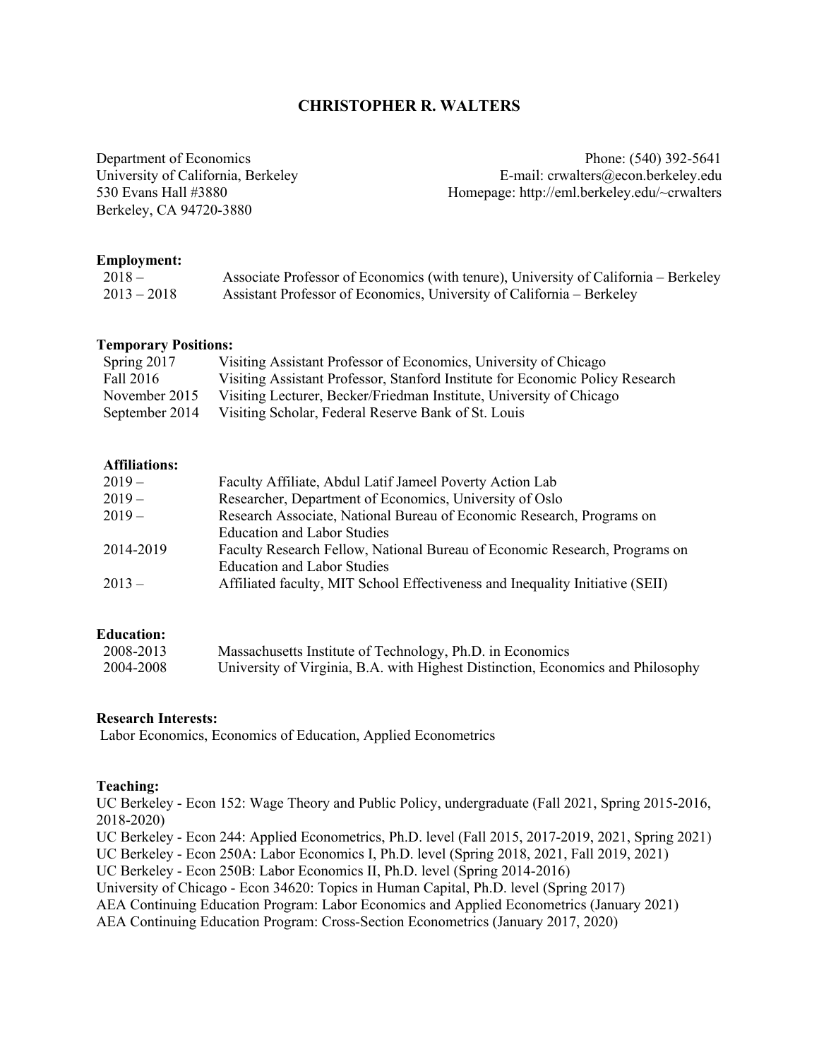# CHRISTOPHER R. WALTERS

Department of Economics
University of California, Berkeley
530 Evans Hall #3880
Berkeley, CA 94720-3880

Phone: (540) 392-5641
E-mail: crwalters@econ.berkeley.edu
Homepage: http://eml.berkeley.edu/~crwalters

**Employment:**

| | |
|---|---|
| 2018 – | Associate Professor of Economics (with tenure), University of California – Berkeley |
| 2013 – 2018 | Assistant Professor of Economics, University of California – Berkeley |

**Temporary Positions:**

| | |
|---|---|
| Spring 2017 | Visiting Assistant Professor of Economics, University of Chicago |
| Fall 2016 | Visiting Assistant Professor, Stanford Institute for Economic Policy Research |
| November 2015 | Visiting Lecturer, Becker/Friedman Institute, University of Chicago |
| September 2014 | Visiting Scholar, Federal Reserve Bank of St. Louis |

**Affiliations:**

| | |
|---|---|
| 2019 – | Faculty Affiliate, Abdul Latif Jameel Poverty Action Lab |
| 2019 – | Researcher, Department of Economics, University of Oslo |
| 2019 – | Research Associate, National Bureau of Economic Research, Programs on Education and Labor Studies |
| 2014-2019 | Faculty Research Fellow, National Bureau of Economic Research, Programs on Education and Labor Studies |
| 2013 – | Affiliated faculty, MIT School Effectiveness and Inequality Initiative (SEII) |

**Education:**

| | |
|---|---|
| 2008-2013 | Massachusetts Institute of Technology, Ph.D. in Economics |
| 2004-2008 | University of Virginia, B.A. with Highest Distinction, Economics and Philosophy |

**Research Interests:**

Labor Economics, Economics of Education, Applied Econometrics

**Teaching:**

UC Berkeley - Econ 152: Wage Theory and Public Policy, undergraduate (Fall 2021, Spring 2015-2016, 2018-2020)
UC Berkeley - Econ 244: Applied Econometrics, Ph.D. level (Fall 2015, 2017-2019, 2021, Spring 2021)
UC Berkeley - Econ 250A: Labor Economics I, Ph.D. level (Spring 2018, 2021, Fall 2019, 2021)
UC Berkeley - Econ 250B: Labor Economics II, Ph.D. level (Spring 2014-2016)
University of Chicago - Econ 34620: Topics in Human Capital, Ph.D. level (Spring 2017)
AEA Continuing Education Program: Labor Economics and Applied Econometrics (January 2021)
AEA Continuing Education Program: Cross-Section Econometrics (January 2017, 2020)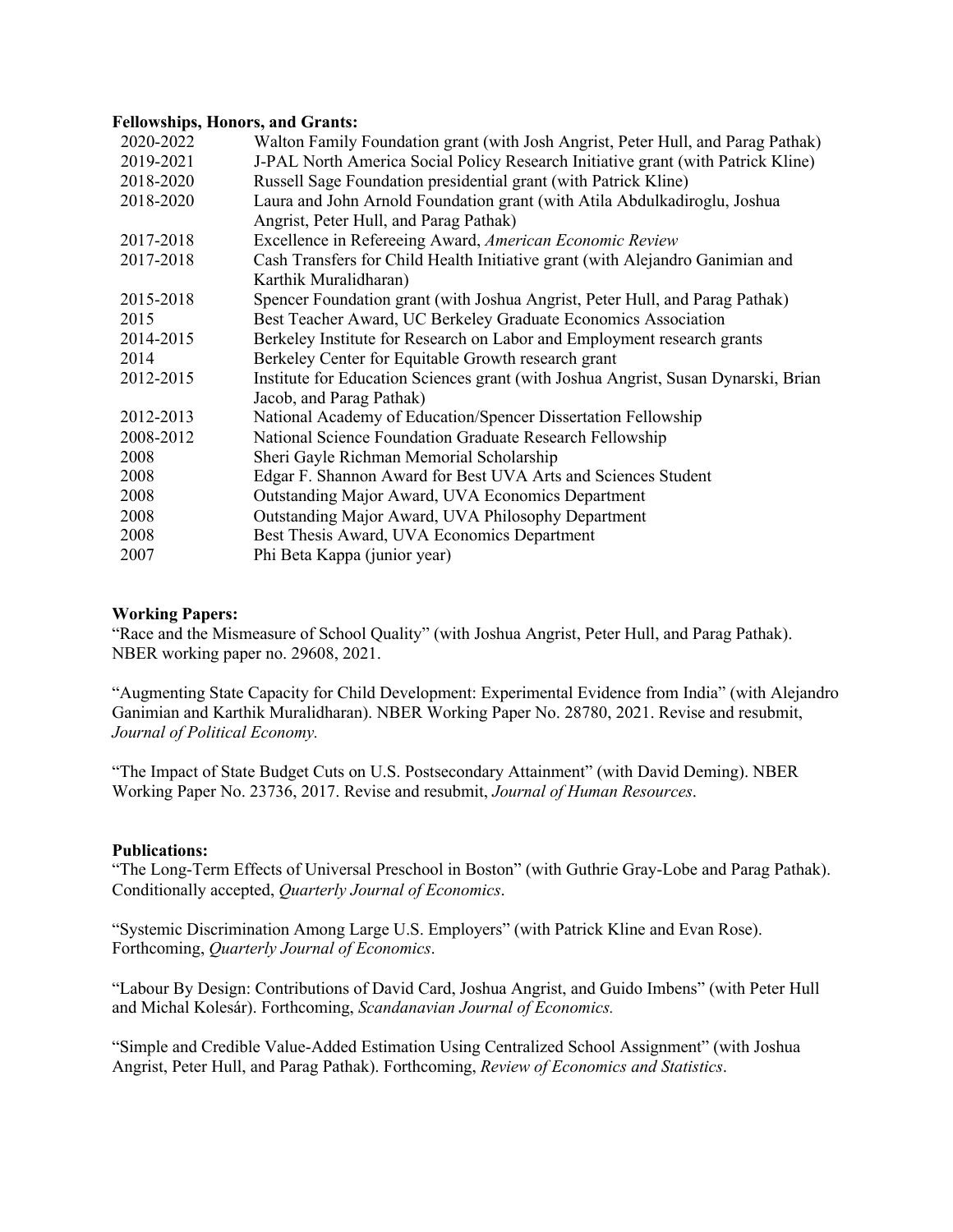**Fellowships, Honors, and Grants:**

| | |
|---|---|
| 2020-2022 | Walton Family Foundation grant (with Josh Angrist, Peter Hull, and Parag Pathak) |
| 2019-2021 | J-PAL North America Social Policy Research Initiative grant (with Patrick Kline) |
| 2018-2020 | Russell Sage Foundation presidential grant (with Patrick Kline) |
| 2018-2020 | Laura and John Arnold Foundation grant (with Atila Abdulkadiroglu, Joshua Angrist, Peter Hull, and Parag Pathak) |
| 2017-2018 | Excellence in Refereeing Award, *American Economic Review* |
| 2017-2018 | Cash Transfers for Child Health Initiative grant (with Alejandro Ganimian and Karthik Muralidharan) |
| 2015-2018 | Spencer Foundation grant (with Joshua Angrist, Peter Hull, and Parag Pathak) |
| 2015 | Best Teacher Award, UC Berkeley Graduate Economics Association |
| 2014-2015 | Berkeley Institute for Research on Labor and Employment research grants |
| 2014 | Berkeley Center for Equitable Growth research grant |
| 2012-2015 | Institute for Education Sciences grant (with Joshua Angrist, Susan Dynarski, Brian Jacob, and Parag Pathak) |
| 2012-2013 | National Academy of Education/Spencer Dissertation Fellowship |
| 2008-2012 | National Science Foundation Graduate Research Fellowship |
| 2008 | Sheri Gayle Richman Memorial Scholarship |
| 2008 | Edgar F. Shannon Award for Best UVA Arts and Sciences Student |
| 2008 | Outstanding Major Award, UVA Economics Department |
| 2008 | Outstanding Major Award, UVA Philosophy Department |
| 2008 | Best Thesis Award, UVA Economics Department |
| 2007 | Phi Beta Kappa (junior year) |

**Working Papers:**

"Race and the Mismeasure of School Quality" (with Joshua Angrist, Peter Hull, and Parag Pathak). NBER working paper no. 29608, 2021.

"Augmenting State Capacity for Child Development: Experimental Evidence from India" (with Alejandro Ganimian and Karthik Muralidharan). NBER Working Paper No. 28780, 2021. Revise and resubmit, *Journal of Political Economy.*

"The Impact of State Budget Cuts on U.S. Postsecondary Attainment" (with David Deming). NBER Working Paper No. 23736, 2017. Revise and resubmit, *Journal of Human Resources*.

**Publications:**

"The Long-Term Effects of Universal Preschool in Boston" (with Guthrie Gray-Lobe and Parag Pathak). Conditionally accepted, *Quarterly Journal of Economics*.

"Systemic Discrimination Among Large U.S. Employers" (with Patrick Kline and Evan Rose). Forthcoming, *Quarterly Journal of Economics*.

"Labour By Design: Contributions of David Card, Joshua Angrist, and Guido Imbens" (with Peter Hull and Michal Kolesár). Forthcoming, *Scandanavian Journal of Economics.*

"Simple and Credible Value-Added Estimation Using Centralized School Assignment" (with Joshua Angrist, Peter Hull, and Parag Pathak). Forthcoming, *Review of Economics and Statistics*.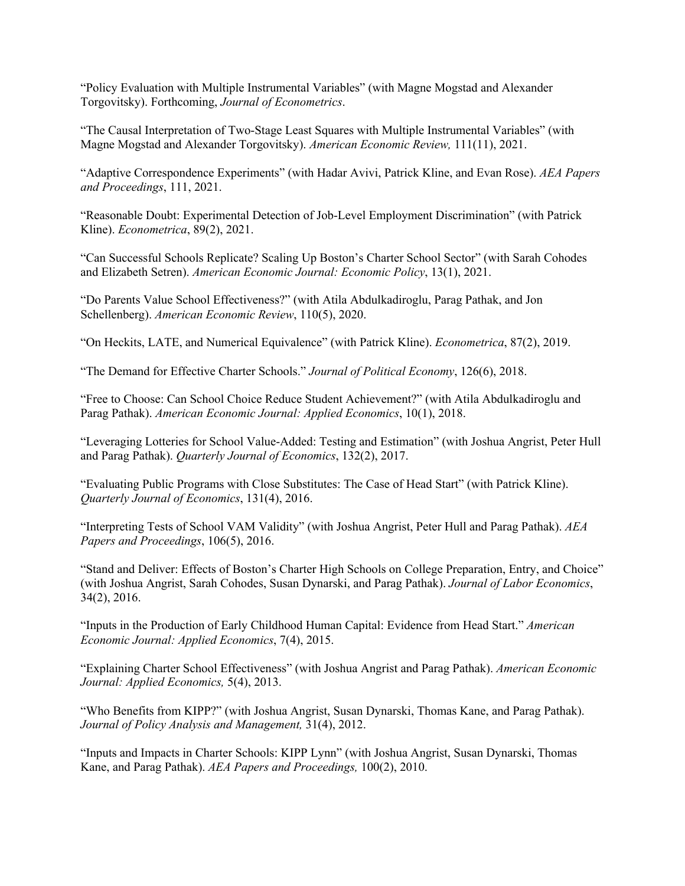"Policy Evaluation with Multiple Instrumental Variables" (with Magne Mogstad and Alexander Torgovitsky). Forthcoming, *Journal of Econometrics*.

"The Causal Interpretation of Two-Stage Least Squares with Multiple Instrumental Variables" (with Magne Mogstad and Alexander Torgovitsky). *American Economic Review,* 111(11), 2021.

"Adaptive Correspondence Experiments" (with Hadar Avivi, Patrick Kline, and Evan Rose). *AEA Papers and Proceedings*, 111, 2021.

"Reasonable Doubt: Experimental Detection of Job-Level Employment Discrimination" (with Patrick Kline). *Econometrica*, 89(2), 2021.

"Can Successful Schools Replicate? Scaling Up Boston's Charter School Sector" (with Sarah Cohodes and Elizabeth Setren). *American Economic Journal: Economic Policy*, 13(1), 2021.

"Do Parents Value School Effectiveness?" (with Atila Abdulkadiroglu, Parag Pathak, and Jon Schellenberg). *American Economic Review*, 110(5), 2020.

"On Heckits, LATE, and Numerical Equivalence" (with Patrick Kline). *Econometrica*, 87(2), 2019.

"The Demand for Effective Charter Schools." *Journal of Political Economy*, 126(6), 2018.

"Free to Choose: Can School Choice Reduce Student Achievement?" (with Atila Abdulkadiroglu and Parag Pathak). *American Economic Journal: Applied Economics*, 10(1), 2018.

"Leveraging Lotteries for School Value-Added: Testing and Estimation" (with Joshua Angrist, Peter Hull and Parag Pathak). *Quarterly Journal of Economics*, 132(2), 2017.

"Evaluating Public Programs with Close Substitutes: The Case of Head Start" (with Patrick Kline). *Quarterly Journal of Economics*, 131(4), 2016.

"Interpreting Tests of School VAM Validity" (with Joshua Angrist, Peter Hull and Parag Pathak). *AEA Papers and Proceedings*, 106(5), 2016.

"Stand and Deliver: Effects of Boston's Charter High Schools on College Preparation, Entry, and Choice" (with Joshua Angrist, Sarah Cohodes, Susan Dynarski, and Parag Pathak). *Journal of Labor Economics*, 34(2), 2016.

"Inputs in the Production of Early Childhood Human Capital: Evidence from Head Start." *American Economic Journal: Applied Economics*, 7(4), 2015.

"Explaining Charter School Effectiveness" (with Joshua Angrist and Parag Pathak). *American Economic Journal: Applied Economics,* 5(4), 2013.

"Who Benefits from KIPP?" (with Joshua Angrist, Susan Dynarski, Thomas Kane, and Parag Pathak). *Journal of Policy Analysis and Management,* 31(4), 2012.

"Inputs and Impacts in Charter Schools: KIPP Lynn" (with Joshua Angrist, Susan Dynarski, Thomas Kane, and Parag Pathak). *AEA Papers and Proceedings,* 100(2), 2010.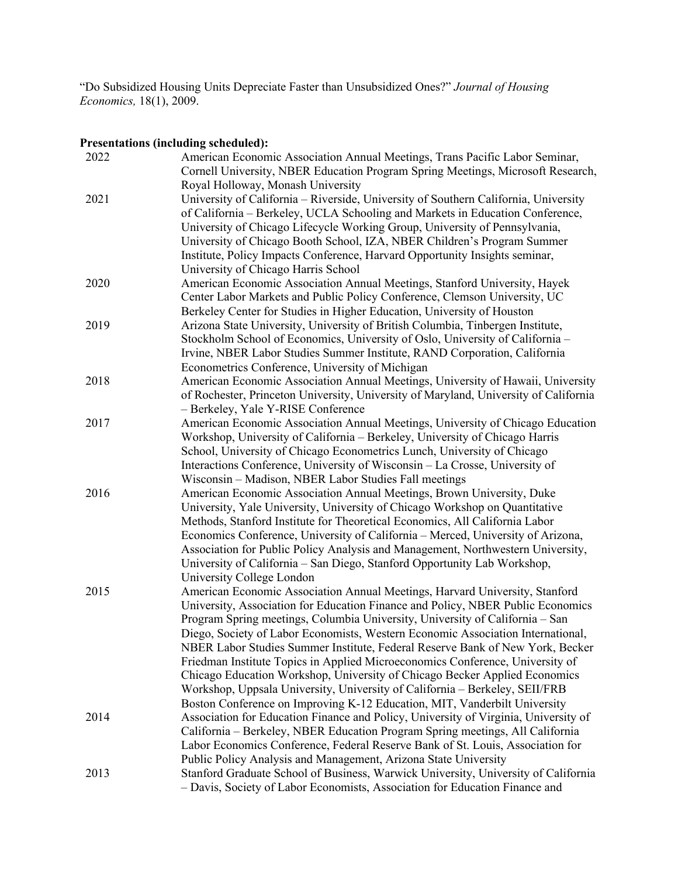"Do Subsidized Housing Units Depreciate Faster than Unsubsidized Ones?" *Journal of Housing Economics,* 18(1), 2009.

**Presentations (including scheduled):**

| | |
|---|---|
| 2022 | American Economic Association Annual Meetings, Trans Pacific Labor Seminar, Cornell University, NBER Education Program Spring Meetings, Microsoft Research, Royal Holloway, Monash University |
| 2021 | University of California – Riverside, University of Southern California, University of California – Berkeley, UCLA Schooling and Markets in Education Conference, University of Chicago Lifecycle Working Group, University of Pennsylvania, University of Chicago Booth School, IZA, NBER Children's Program Summer Institute, Policy Impacts Conference, Harvard Opportunity Insights seminar, University of Chicago Harris School |
| 2020 | American Economic Association Annual Meetings, Stanford University, Hayek Center Labor Markets and Public Policy Conference, Clemson University, UC Berkeley Center for Studies in Higher Education, University of Houston |
| 2019 | Arizona State University, University of British Columbia, Tinbergen Institute, Stockholm School of Economics, University of Oslo, University of California – Irvine, NBER Labor Studies Summer Institute, RAND Corporation, California Econometrics Conference, University of Michigan |
| 2018 | American Economic Association Annual Meetings, University of Hawaii, University of Rochester, Princeton University, University of Maryland, University of California – Berkeley, Yale Y-RISE Conference |
| 2017 | American Economic Association Annual Meetings, University of Chicago Education Workshop, University of California – Berkeley, University of Chicago Harris School, University of Chicago Econometrics Lunch, University of Chicago Interactions Conference, University of Wisconsin – La Crosse, University of Wisconsin – Madison, NBER Labor Studies Fall meetings |
| 2016 | American Economic Association Annual Meetings, Brown University, Duke University, Yale University, University of Chicago Workshop on Quantitative Methods, Stanford Institute for Theoretical Economics, All California Labor Economics Conference, University of California – Merced, University of Arizona, Association for Public Policy Analysis and Management, Northwestern University, University of California – San Diego, Stanford Opportunity Lab Workshop, University College London |
| 2015 | American Economic Association Annual Meetings, Harvard University, Stanford University, Association for Education Finance and Policy, NBER Public Economics Program Spring meetings, Columbia University, University of California – San Diego, Society of Labor Economists, Western Economic Association International, NBER Labor Studies Summer Institute, Federal Reserve Bank of New York, Becker Friedman Institute Topics in Applied Microeconomics Conference, University of Chicago Education Workshop, University of Chicago Becker Applied Economics Workshop, Uppsala University, University of California – Berkeley, SEII/FRB Boston Conference on Improving K-12 Education, MIT, Vanderbilt University |
| 2014 | Association for Education Finance and Policy, University of Virginia, University of California – Berkeley, NBER Education Program Spring meetings, All California Labor Economics Conference, Federal Reserve Bank of St. Louis, Association for Public Policy Analysis and Management, Arizona State University |
| 2013 | Stanford Graduate School of Business, Warwick University, University of California – Davis, Society of Labor Economists, Association for Education Finance and |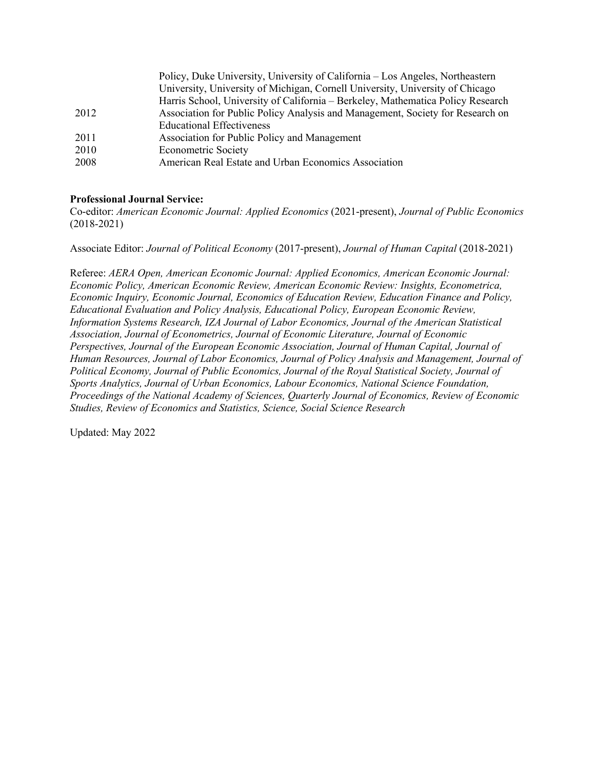| | |
|---|---|
| | Policy, Duke University, University of California – Los Angeles, Northeastern University, University of Michigan, Cornell University, University of Chicago Harris School, University of California – Berkeley, Mathematica Policy Research |
| 2012 | Association for Public Policy Analysis and Management, Society for Research on Educational Effectiveness |
| 2011 | Association for Public Policy and Management |
| 2010 | Econometric Society |
| 2008 | American Real Estate and Urban Economics Association |

**Professional Journal Service:**

Co-editor: *American Economic Journal: Applied Economics* (2021-present), *Journal of Public Economics* (2018-2021)

Associate Editor: *Journal of Political Economy* (2017-present), *Journal of Human Capital* (2018-2021)

Referee: *AERA Open, American Economic Journal: Applied Economics, American Economic Journal: Economic Policy, American Economic Review, American Economic Review: Insights, Econometrica, Economic Inquiry, Economic Journal, Economics of Education Review, Education Finance and Policy, Educational Evaluation and Policy Analysis, Educational Policy, European Economic Review, Information Systems Research, IZA Journal of Labor Economics, Journal of the American Statistical Association, Journal of Econometrics, Journal of Economic Literature, Journal of Economic Perspectives, Journal of the European Economic Association, Journal of Human Capital, Journal of Human Resources, Journal of Labor Economics, Journal of Policy Analysis and Management, Journal of Political Economy, Journal of Public Economics, Journal of the Royal Statistical Society, Journal of Sports Analytics, Journal of Urban Economics, Labour Economics, National Science Foundation, Proceedings of the National Academy of Sciences, Quarterly Journal of Economics, Review of Economic Studies, Review of Economics and Statistics, Science, Social Science Research*

Updated: May 2022